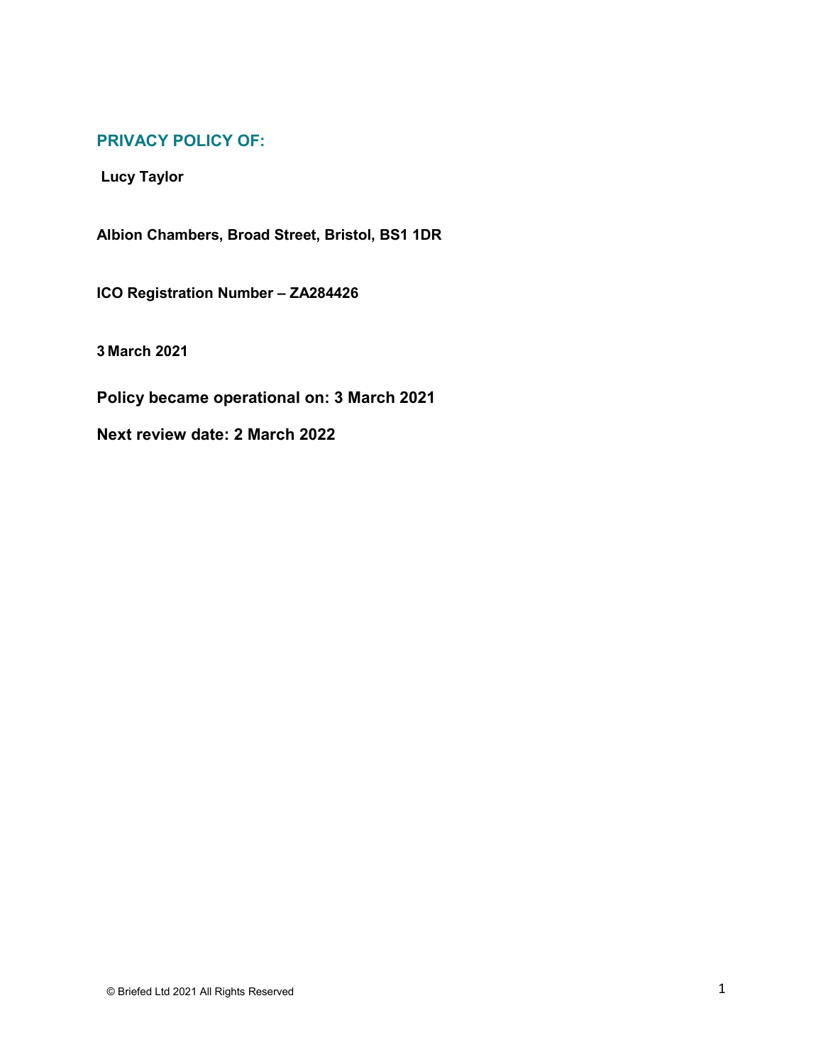## PRIVACY POLICY OF:

**Lucy Taylor**

**Albion Chambers, Broad Street, Bristol, BS1 1DR**

**ICO Registration Number – ZA284426**

**3 March 2021**

**Policy became operational on: 3 March 2021**

**Next review date: 2 March 2022**

© Briefed Ltd 2021 All Rights Reserved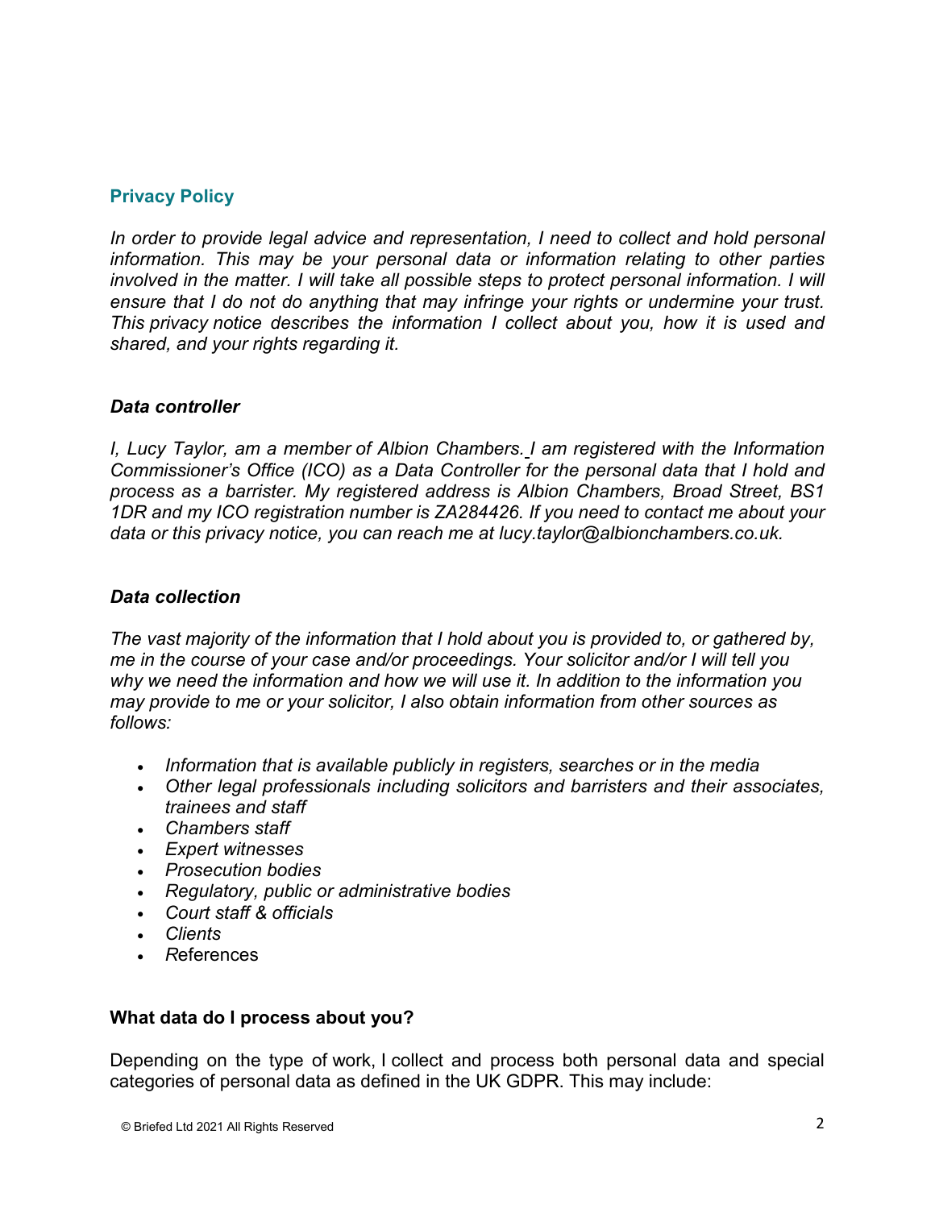## Privacy Policy

*In order to provide legal advice and representation, I need to collect and hold personal information. This may be your personal data or information relating to other parties involved in the matter. I will take all possible steps to protect personal information. I will ensure that I do not do anything that may infringe your rights or undermine your trust. This privacy notice describes the information I collect about you, how it is used and shared, and your rights regarding it.*

### *Data controller*

*I, Lucy Taylor, am a member of Albion Chambers. I am registered with the Information Commissioner's Office (ICO) as a Data Controller for the personal data that I hold and process as a barrister. My registered address is Albion Chambers, Broad Street, BS1 1DR and my ICO registration number is ZA284426. If you need to contact me about your data or this privacy notice, you can reach me at lucy.taylor@albionchambers.co.uk.*

### *Data collection*

*The vast majority of the information that I hold about you is provided to, or gathered by, me in the course of your case and/or proceedings. Your solicitor and/or I will tell you why we need the information and how we will use it. In addition to the information you may provide to me or your solicitor, I also obtain information from other sources as follows:*

- *Information that is available publicly in registers, searches or in the media*
- *Other legal professionals including solicitors and barristers and their associates, trainees and staff*
- *Chambers staff*
- *Expert witnesses*
- *Prosecution bodies*
- *Regulatory, public or administrative bodies*
- *Court staff & officials*
- *Clients*
- *R*eferences

### What data do I process about you?

Depending on the type of work, I collect and process both personal data and special categories of personal data as defined in the UK GDPR. This may include: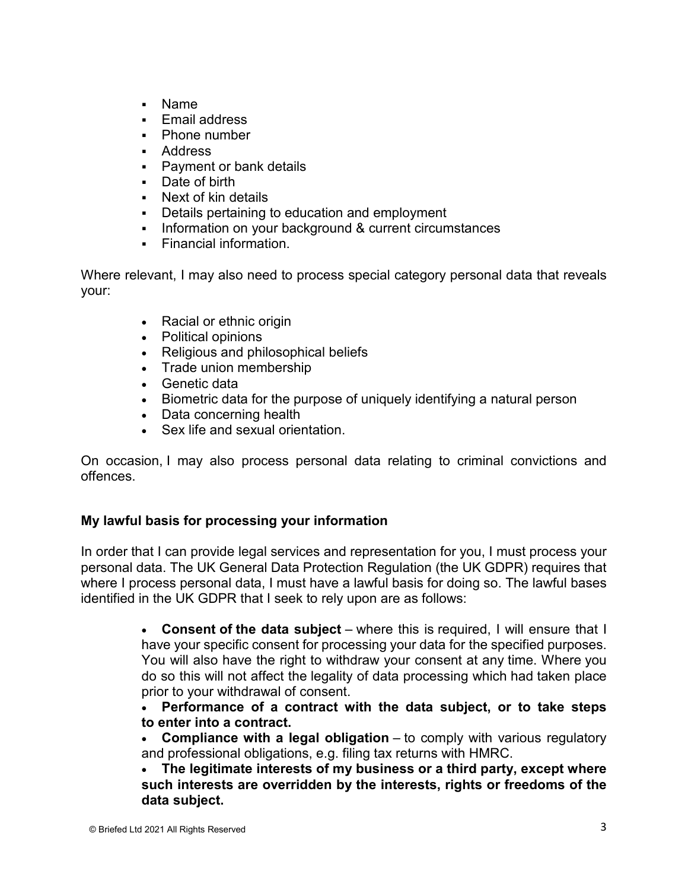- Name
- Email address
- Phone number
- Address
- Payment or bank details
- Date of birth
- Next of kin details
- Details pertaining to education and employment
- Information on your background & current circumstances
- Financial information.

Where relevant, I may also need to process special category personal data that reveals your:

- Racial or ethnic origin
- Political opinions
- Religious and philosophical beliefs
- Trade union membership
- Genetic data
- Biometric data for the purpose of uniquely identifying a natural person
- Data concerning health
- Sex life and sexual orientation.

On occasion, I may also process personal data relating to criminal convictions and offences.

**My lawful basis for processing your information**

In order that I can provide legal services and representation for you, I must process your personal data. The UK General Data Protection Regulation (the UK GDPR) requires that where I process personal data, I must have a lawful basis for doing so. The lawful bases identified in the UK GDPR that I seek to rely upon are as follows:

- **Consent of the data subject** – where this is required, I will ensure that I have your specific consent for processing your data for the specified purposes. You will also have the right to withdraw your consent at any time. Where you do so this will not affect the legality of data processing which had taken place prior to your withdrawal of consent.
- **Performance of a contract with the data subject, or to take steps to enter into a contract.**
- **Compliance with a legal obligation** – to comply with various regulatory and professional obligations, e.g. filing tax returns with HMRC.
- **The legitimate interests of my business or a third party, except where such interests are overridden by the interests, rights or freedoms of the data subject.**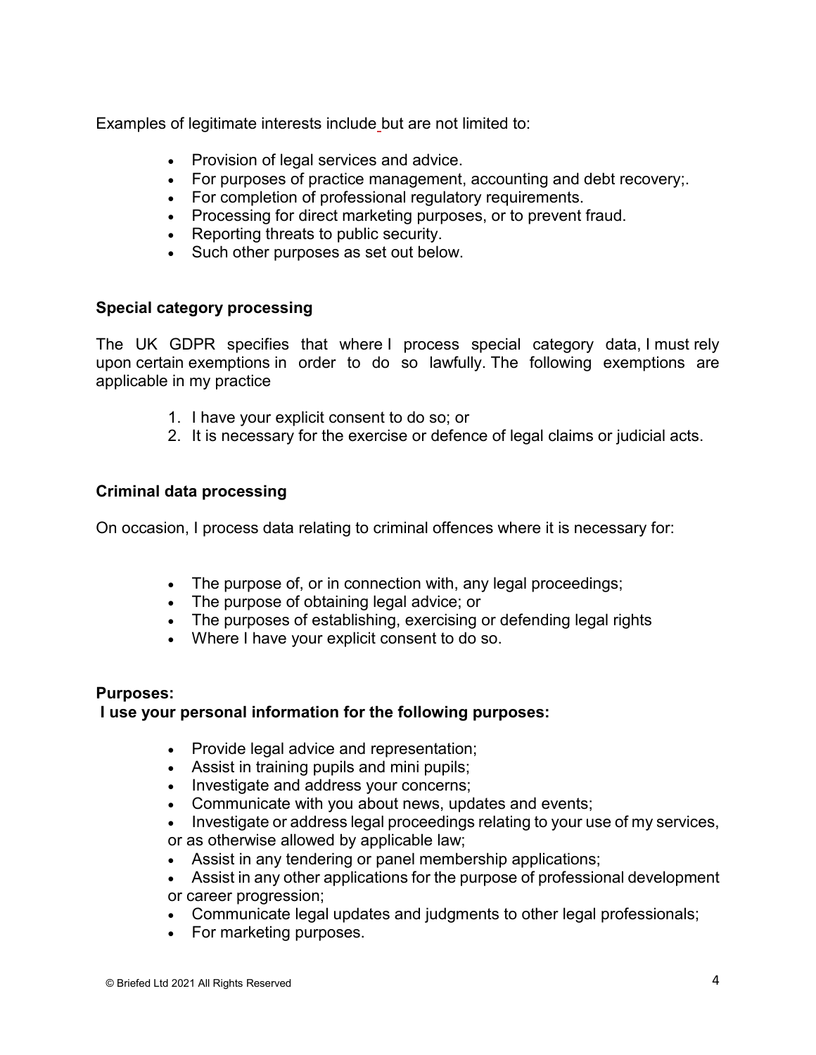Examples of legitimate interests include but are not limited to:

- Provision of legal services and advice.
- For purposes of practice management, accounting and debt recovery;.
- For completion of professional regulatory requirements.
- Processing for direct marketing purposes, or to prevent fraud.
- Reporting threats to public security.
- Such other purposes as set out below.

**Special category processing**

The UK GDPR specifies that where I process special category data, I must rely upon certain exemptions in order to do so lawfully. The following exemptions are applicable in my practice

1. I have your explicit consent to do so; or
2. It is necessary for the exercise or defence of legal claims or judicial acts.

**Criminal data processing**

On occasion, I process data relating to criminal offences where it is necessary for:

- The purpose of, or in connection with, any legal proceedings;
- The purpose of obtaining legal advice; or
- The purposes of establishing, exercising or defending legal rights
- Where I have your explicit consent to do so.

**Purposes:**
**I use your personal information for the following purposes:**

- Provide legal advice and representation;
- Assist in training pupils and mini pupils;
- Investigate and address your concerns;
- Communicate with you about news, updates and events;
- Investigate or address legal proceedings relating to your use of my services, or as otherwise allowed by applicable law;
- Assist in any tendering or panel membership applications;
- Assist in any other applications for the purpose of professional development or career progression;
- Communicate legal updates and judgments to other legal professionals;
- For marketing purposes.

© Briefed Ltd 2021 All Rights Reserved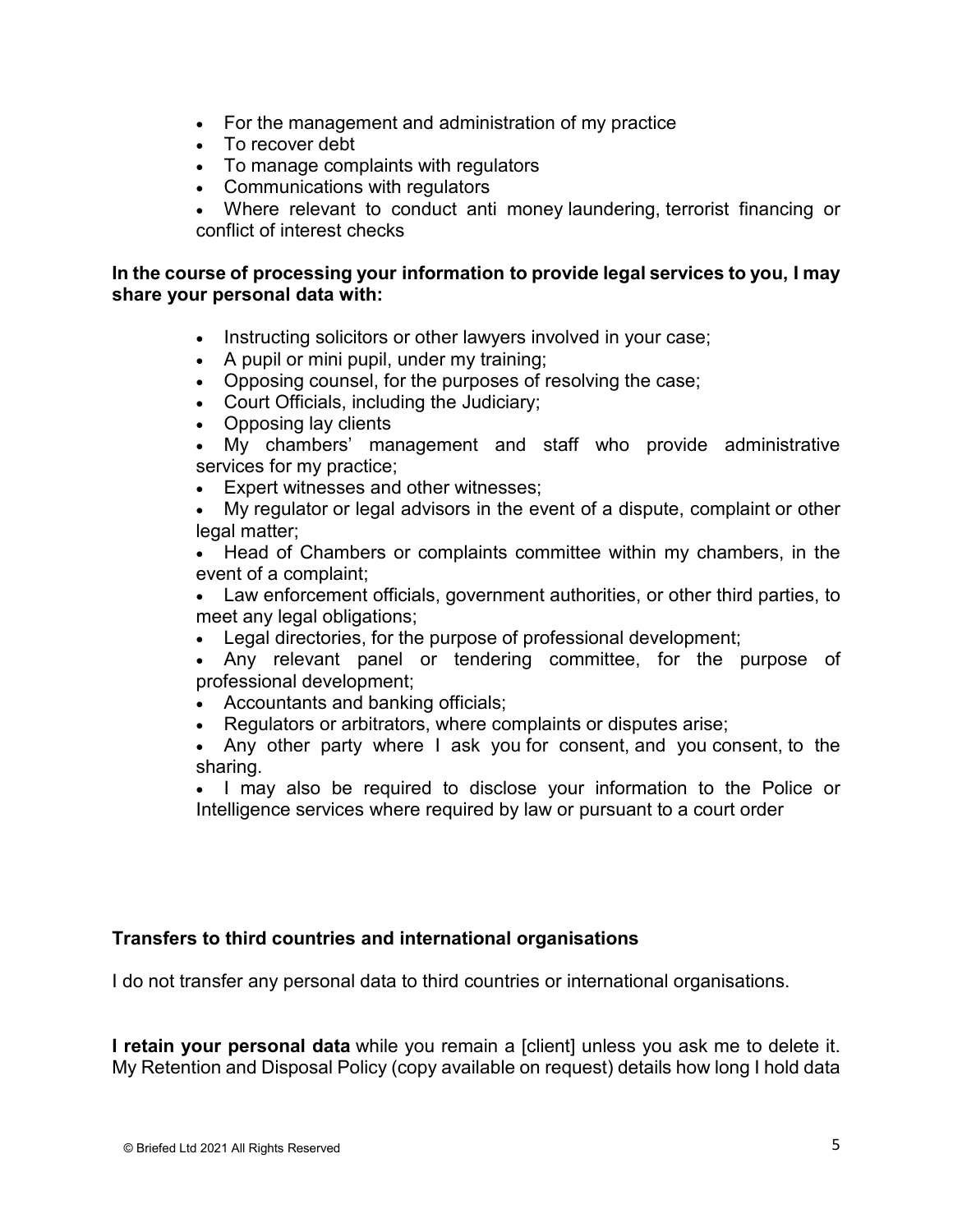- For the management and administration of my practice
- To recover debt
- To manage complaints with regulators
- Communications with regulators
- Where relevant to conduct anti money laundering, terrorist financing or conflict of interest checks

**In the course of processing your information to provide legal services to you, I may share your personal data with:**

- Instructing solicitors or other lawyers involved in your case;
- A pupil or mini pupil, under my training;
- Opposing counsel, for the purposes of resolving the case;
- Court Officials, including the Judiciary;
- Opposing lay clients
- My chambers' management and staff who provide administrative services for my practice;
- Expert witnesses and other witnesses;
- My regulator or legal advisors in the event of a dispute, complaint or other legal matter;
- Head of Chambers or complaints committee within my chambers, in the event of a complaint;
- Law enforcement officials, government authorities, or other third parties, to meet any legal obligations;
- Legal directories, for the purpose of professional development;
- Any relevant panel or tendering committee, for the purpose of professional development;
- Accountants and banking officials;
- Regulators or arbitrators, where complaints or disputes arise;
- Any other party where I ask you for consent, and you consent, to the sharing.
- I may also be required to disclose your information to the Police or Intelligence services where required by law or pursuant to a court order

**Transfers to third countries and international organisations**

I do not transfer any personal data to third countries or international organisations.

**I retain your personal data** while you remain a [client] unless you ask me to delete it. My Retention and Disposal Policy (copy available on request) details how long I hold data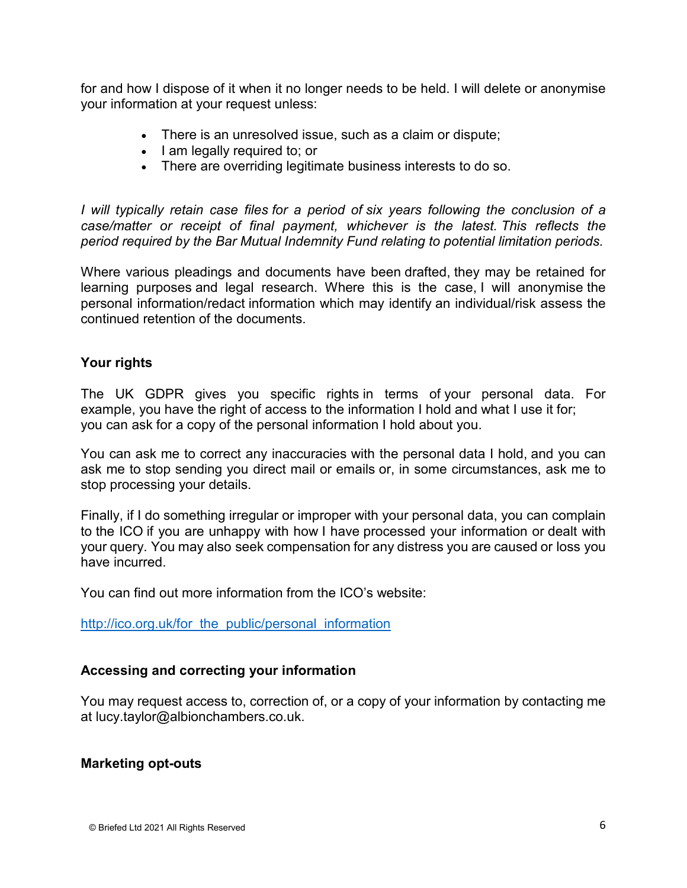for and how I dispose of it when it no longer needs to be held. I will delete or anonymise your information at your request unless:

- There is an unresolved issue, such as a claim or dispute;
- I am legally required to; or
- There are overriding legitimate business interests to do so.

*I will typically retain case files for a period of six years following the conclusion of a case/matter or receipt of final payment, whichever is the latest. This reflects the period required by the Bar Mutual Indemnity Fund relating to potential limitation periods.*

Where various pleadings and documents have been drafted, they may be retained for learning purposes and legal research. Where this is the case, I will anonymise the personal information/redact information which may identify an individual/risk assess the continued retention of the documents.

**Your rights**

The UK GDPR gives you specific rights in terms of your personal data. For example, you have the right of access to the information I hold and what I use it for; you can ask for a copy of the personal information I hold about you.

You can ask me to correct any inaccuracies with the personal data I hold, and you can ask me to stop sending you direct mail or emails or, in some circumstances, ask me to stop processing your details.

Finally, if I do something irregular or improper with your personal data, you can complain to the ICO if you are unhappy with how I have processed your information or dealt with your query. You may also seek compensation for any distress you are caused or loss you have incurred.

You can find out more information from the ICO's website:

http://ico.org.uk/for_the_public/personal_information

**Accessing and correcting your information**

You may request access to, correction of, or a copy of your information by contacting me at lucy.taylor@albionchambers.co.uk.

**Marketing opt-outs**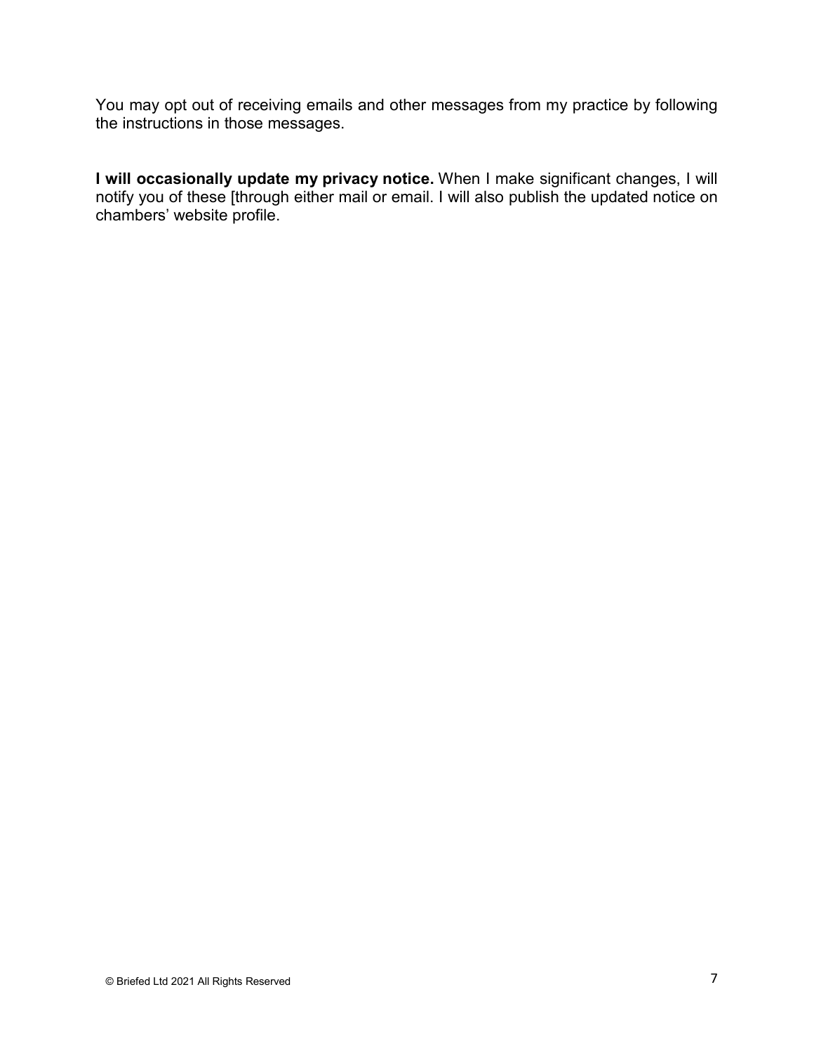You may opt out of receiving emails and other messages from my practice by following the instructions in those messages.

**I will occasionally update my privacy notice.** When I make significant changes, I will notify you of these [through either mail or email. I will also publish the updated notice on chambers' website profile.